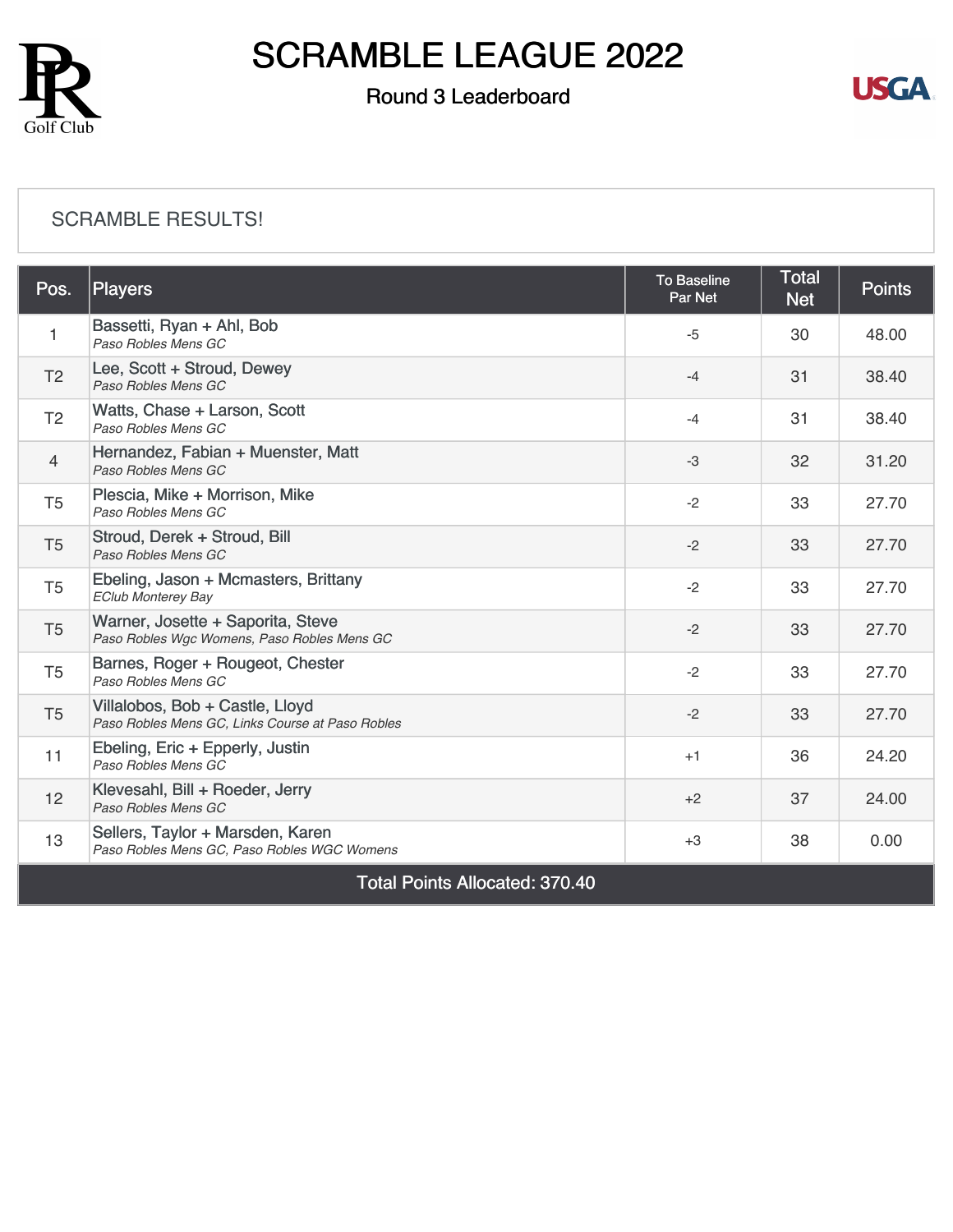# SCRAMBLE LEAGUE 2022

## Round 3 Leaderboard

SCRAMBLE RESULTS!

| Pos. | Players | To Baseline Par Net | Total Net | Points |
|---|---|---|---|---|
| 1 | Bassetti, Ryan + Ahl, Bob<br>*Paso Robles Mens GC* | -5 | 30 | 48.00 |
| T2 | Lee, Scott + Stroud, Dewey<br>*Paso Robles Mens GC* | -4 | 31 | 38.40 |
| T2 | Watts, Chase + Larson, Scott<br>*Paso Robles Mens GC* | -4 | 31 | 38.40 |
| 4 | Hernandez, Fabian + Muenster, Matt<br>*Paso Robles Mens GC* | -3 | 32 | 31.20 |
| T5 | Plescia, Mike + Morrison, Mike<br>*Paso Robles Mens GC* | -2 | 33 | 27.70 |
| T5 | Stroud, Derek + Stroud, Bill<br>*Paso Robles Mens GC* | -2 | 33 | 27.70 |
| T5 | Ebeling, Jason + Mcmasters, Brittany<br>*EClub Monterey Bay* | -2 | 33 | 27.70 |
| T5 | Warner, Josette + Saporita, Steve<br>*Paso Robles Wgc Womens, Paso Robles Mens GC* | -2 | 33 | 27.70 |
| T5 | Barnes, Roger + Rougeot, Chester<br>*Paso Robles Mens GC* | -2 | 33 | 27.70 |
| T5 | Villalobos, Bob + Castle, Lloyd<br>*Paso Robles Mens GC, Links Course at Paso Robles* | -2 | 33 | 27.70 |
| 11 | Ebeling, Eric + Epperly, Justin<br>*Paso Robles Mens GC* | +1 | 36 | 24.20 |
| 12 | Klevesahl, Bill + Roeder, Jerry<br>*Paso Robles Mens GC* | +2 | 37 | 24.00 |
| 13 | Sellers, Taylor + Marsden, Karen<br>*Paso Robles Mens GC, Paso Robles WGC Womens* | +3 | 38 | 0.00 |
| Total Points Allocated: 370.40 | | | | |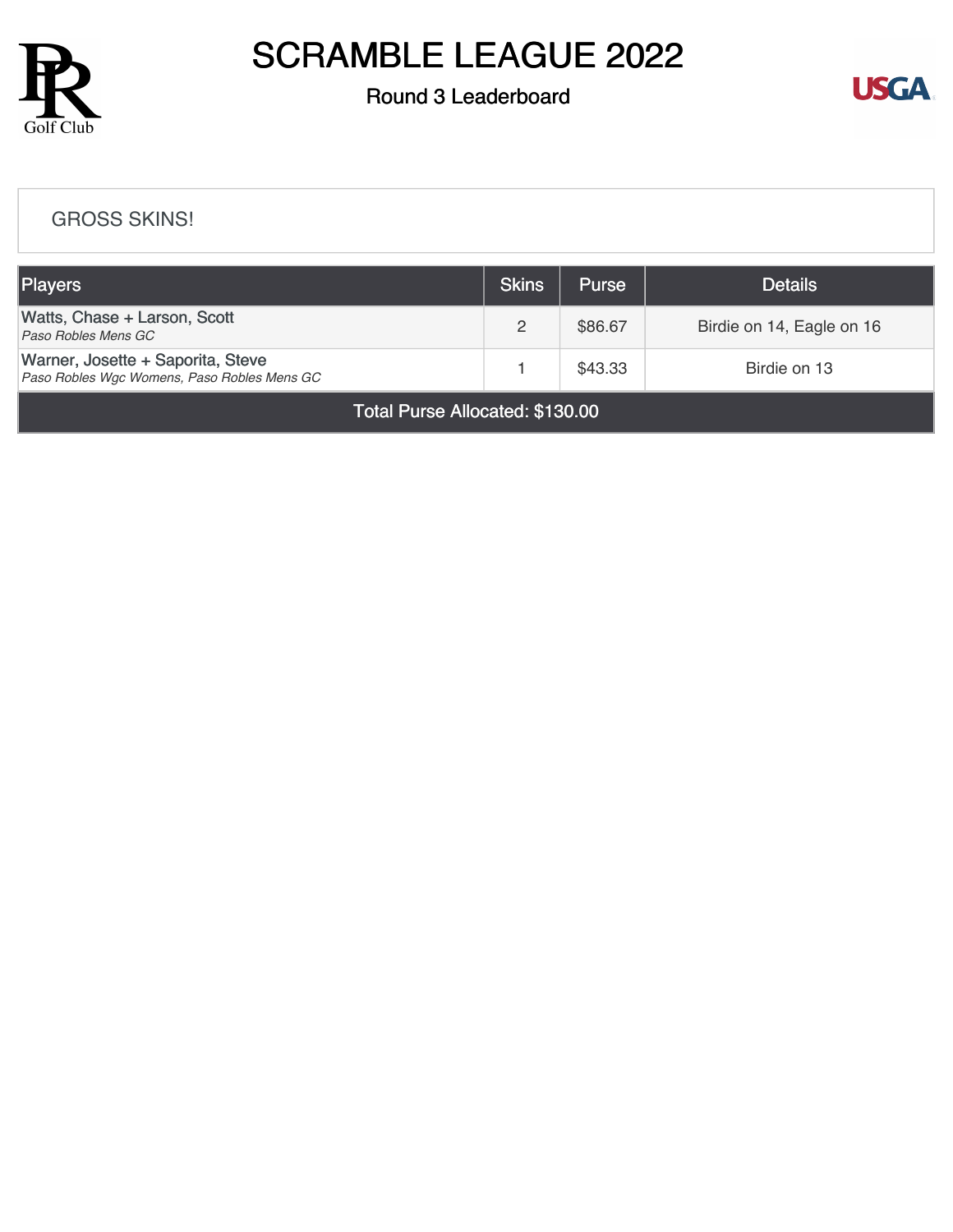# SCRAMBLE LEAGUE 2022

## Round 3 Leaderboard

GROSS SKINS!

| Players | Skins | Purse | Details |
|---|---|---|---|
| Watts, Chase + Larson, Scott<br>*Paso Robles Mens GC* | 2 | $86.67 | Birdie on 14, Eagle on 16 |
| Warner, Josette + Saporita, Steve<br>*Paso Robles Wgc Womens, Paso Robles Mens GC* | 1 | $43.33 | Birdie on 13 |
| Total Purse Allocated: $130.00 | | | |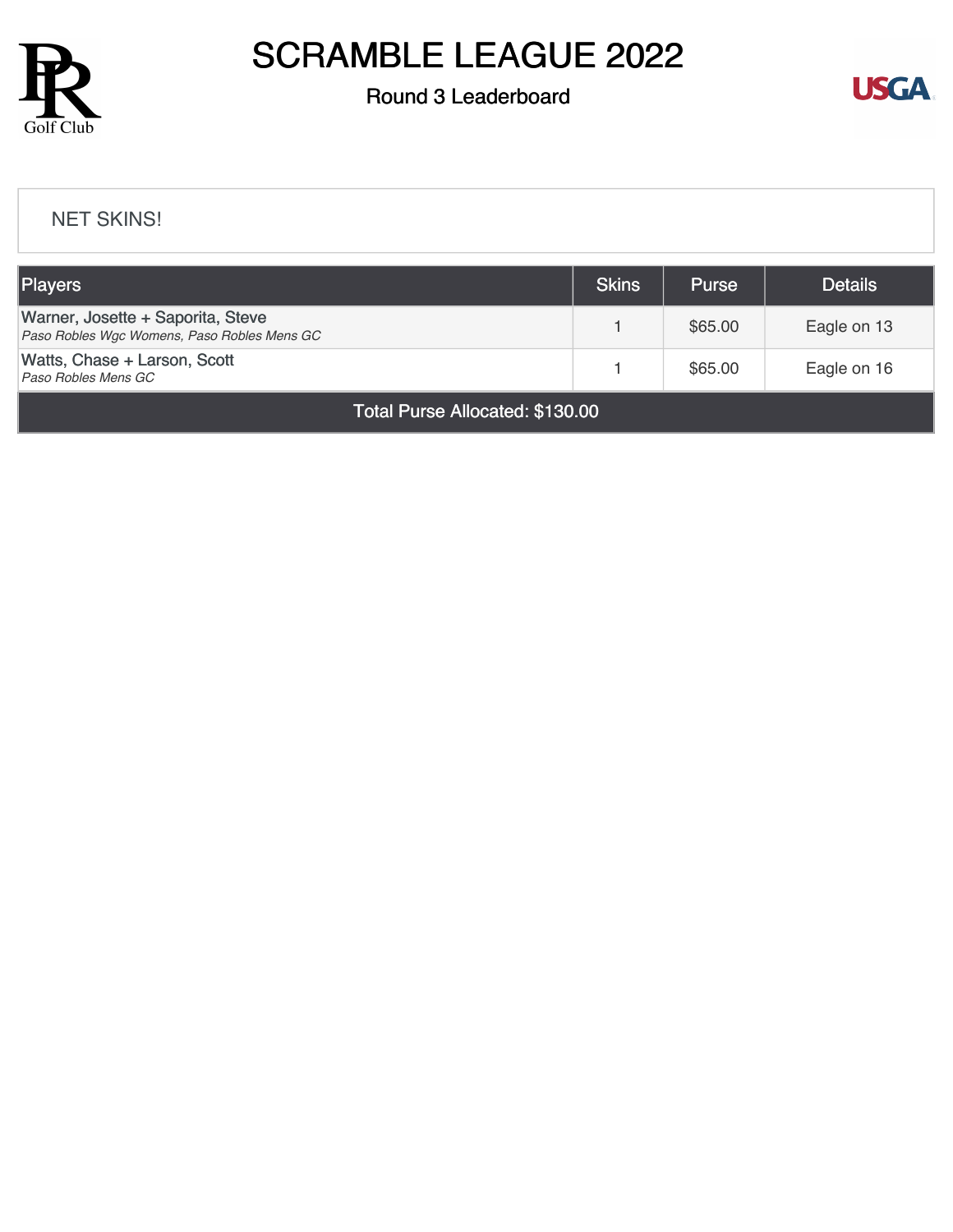# SCRAMBLE LEAGUE 2022

## Round 3 Leaderboard

NET SKINS!

| Players | Skins | Purse | Details |
|---|---|---|---|
| Warner, Josette + Saporita, Steve<br>*Paso Robles Wgc Womens, Paso Robles Mens GC* | 1 | $65.00 | Eagle on 13 |
| Watts, Chase + Larson, Scott<br>*Paso Robles Mens GC* | 1 | $65.00 | Eagle on 16 |
| Total Purse Allocated: $130.00 | | | |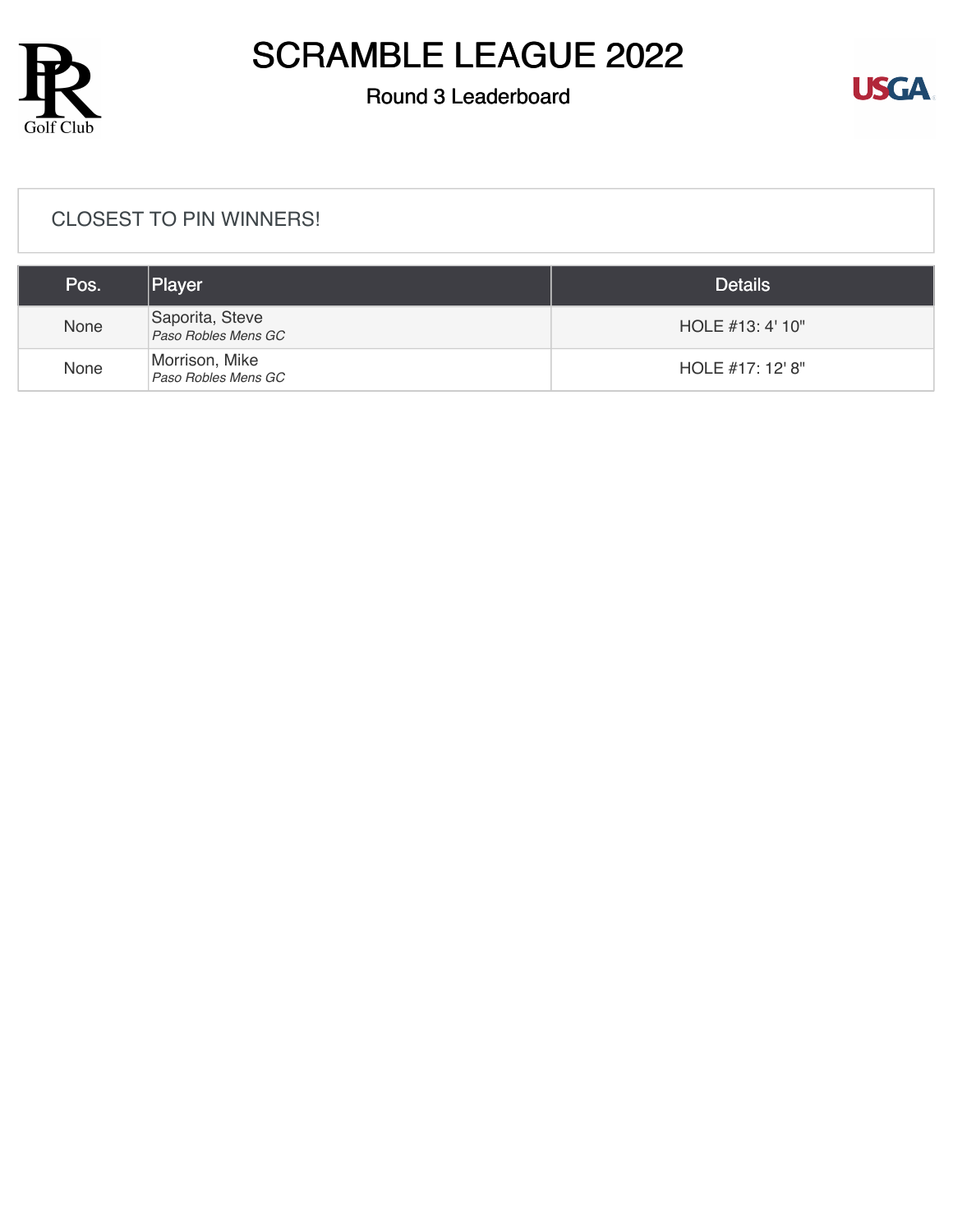# SCRAMBLE LEAGUE 2022

Round 3 Leaderboard

CLOSEST TO PIN WINNERS!

| Pos. | Player | Details |
|---|---|---|
| None | Saporita, Steve<br>*Paso Robles Mens GC* | HOLE #13: 4' 10" |
| None | Morrison, Mike<br>*Paso Robles Mens GC* | HOLE #17: 12' 8" |